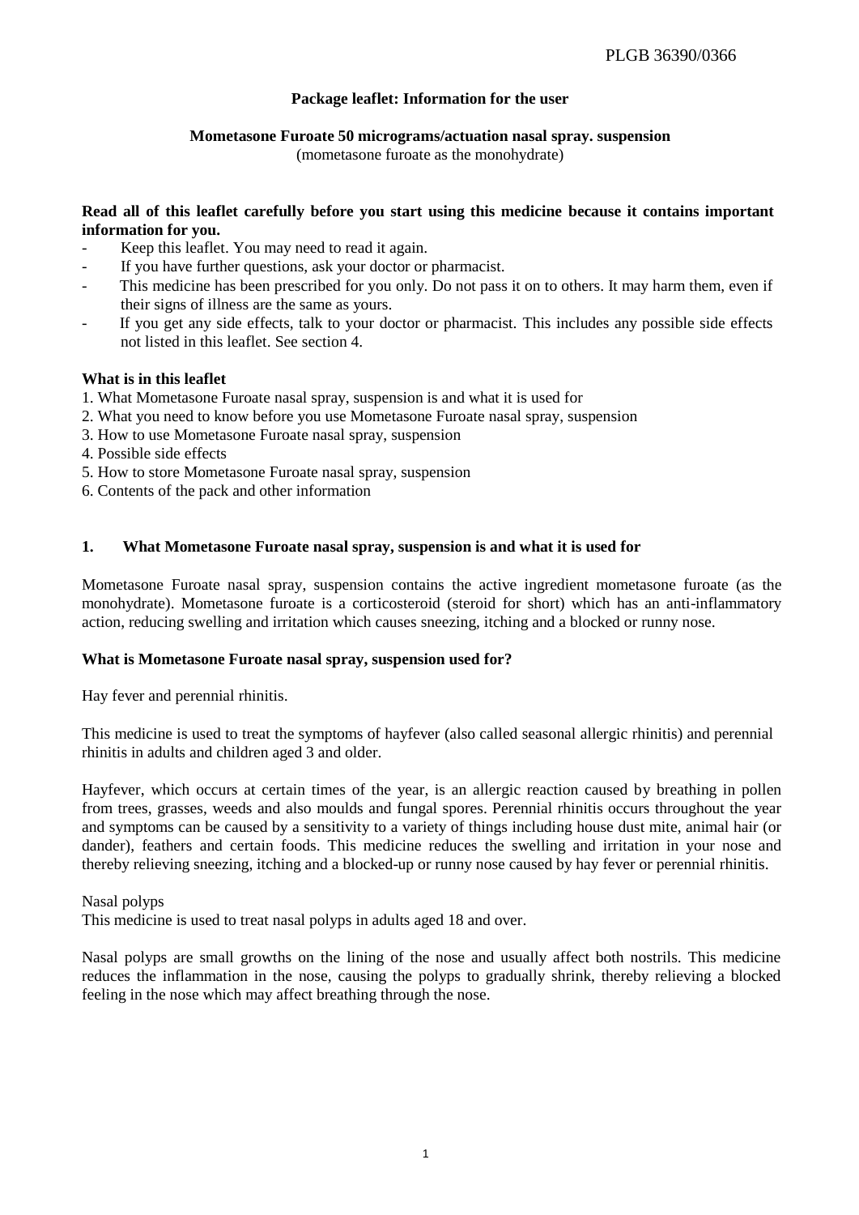PLGB 36390/0366

**Package leaflet: Information for the user**

**Mometasone Furoate 50 micrograms/actuation nasal spray. suspension**
(mometasone furoate as the monohydrate)

**Read all of this leaflet carefully before you start using this medicine because it contains important information for you.**

- Keep this leaflet. You may need to read it again.
- If you have further questions, ask your doctor or pharmacist.
- This medicine has been prescribed for you only. Do not pass it on to others. It may harm them, even if their signs of illness are the same as yours.
- If you get any side effects, talk to your doctor or pharmacist. This includes any possible side effects not listed in this leaflet. See section 4.

**What is in this leaflet**

1. What Mometasone Furoate nasal spray, suspension is and what it is used for
2. What you need to know before you use Mometasone Furoate nasal spray, suspension
3. How to use Mometasone Furoate nasal spray, suspension
4. Possible side effects
5. How to store Mometasone Furoate nasal spray, suspension
6. Contents of the pack and other information

## 1. What Mometasone Furoate nasal spray, suspension is and what it is used for

Mometasone Furoate nasal spray, suspension contains the active ingredient mometasone furoate (as the monohydrate). Mometasone furoate is a corticosteroid (steroid for short) which has an anti-inflammatory action, reducing swelling and irritation which causes sneezing, itching and a blocked or runny nose.

**What is Mometasone Furoate nasal spray, suspension used for?**

Hay fever and perennial rhinitis.

This medicine is used to treat the symptoms of hayfever (also called seasonal allergic rhinitis) and perennial rhinitis in adults and children aged 3 and older.

Hayfever, which occurs at certain times of the year, is an allergic reaction caused by breathing in pollen from trees, grasses, weeds and also moulds and fungal spores. Perennial rhinitis occurs throughout the year and symptoms can be caused by a sensitivity to a variety of things including house dust mite, animal hair (or dander), feathers and certain foods. This medicine reduces the swelling and irritation in your nose and thereby relieving sneezing, itching and a blocked-up or runny nose caused by hay fever or perennial rhinitis.

Nasal polyps

This medicine is used to treat nasal polyps in adults aged 18 and over.

Nasal polyps are small growths on the lining of the nose and usually affect both nostrils. This medicine reduces the inflammation in the nose, causing the polyps to gradually shrink, thereby relieving a blocked feeling in the nose which may affect breathing through the nose.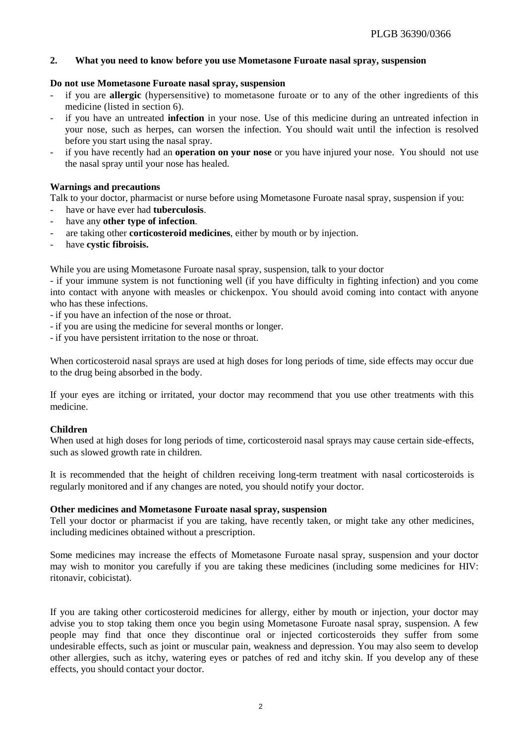## 2. What you need to know before you use Mometasone Furoate nasal spray, suspension

**Do not use Mometasone Furoate nasal spray, suspension**

- if you are **allergic** (hypersensitive) to mometasone furoate or to any of the other ingredients of this medicine (listed in section 6).
- if you have an untreated **infection** in your nose. Use of this medicine during an untreated infection in your nose, such as herpes, can worsen the infection. You should wait until the infection is resolved before you start using the nasal spray.
- if you have recently had an **operation on your nose** or you have injured your nose. You should not use the nasal spray until your nose has healed.

**Warnings and precautions**

Talk to your doctor, pharmacist or nurse before using Mometasone Furoate nasal spray, suspension if you:

- have or have ever had **tuberculosis**.
- have any **other type of infection**.
- are taking other **corticosteroid medicines**, either by mouth or by injection.
- have **cystic fibroisis.**

While you are using Mometasone Furoate nasal spray, suspension, talk to your doctor

- if your immune system is not functioning well (if you have difficulty in fighting infection) and you come into contact with anyone with measles or chickenpox. You should avoid coming into contact with anyone who has these infections.
- if you have an infection of the nose or throat.
- if you are using the medicine for several months or longer.
- if you have persistent irritation to the nose or throat.

When corticosteroid nasal sprays are used at high doses for long periods of time, side effects may occur due to the drug being absorbed in the body.

If your eyes are itching or irritated, your doctor may recommend that you use other treatments with this medicine.

**Children**

When used at high doses for long periods of time, corticosteroid nasal sprays may cause certain side-effects, such as slowed growth rate in children.

It is recommended that the height of children receiving long-term treatment with nasal corticosteroids is regularly monitored and if any changes are noted, you should notify your doctor.

**Other medicines and Mometasone Furoate nasal spray, suspension**

Tell your doctor or pharmacist if you are taking, have recently taken, or might take any other medicines, including medicines obtained without a prescription.

Some medicines may increase the effects of Mometasone Furoate nasal spray, suspension and your doctor may wish to monitor you carefully if you are taking these medicines (including some medicines for HIV: ritonavir, cobicistat).

If you are taking other corticosteroid medicines for allergy, either by mouth or injection, your doctor may advise you to stop taking them once you begin using Mometasone Furoate nasal spray, suspension. A few people may find that once they discontinue oral or injected corticosteroids they suffer from some undesirable effects, such as joint or muscular pain, weakness and depression. You may also seem to develop other allergies, such as itchy, watering eyes or patches of red and itchy skin. If you develop any of these effects, you should contact your doctor.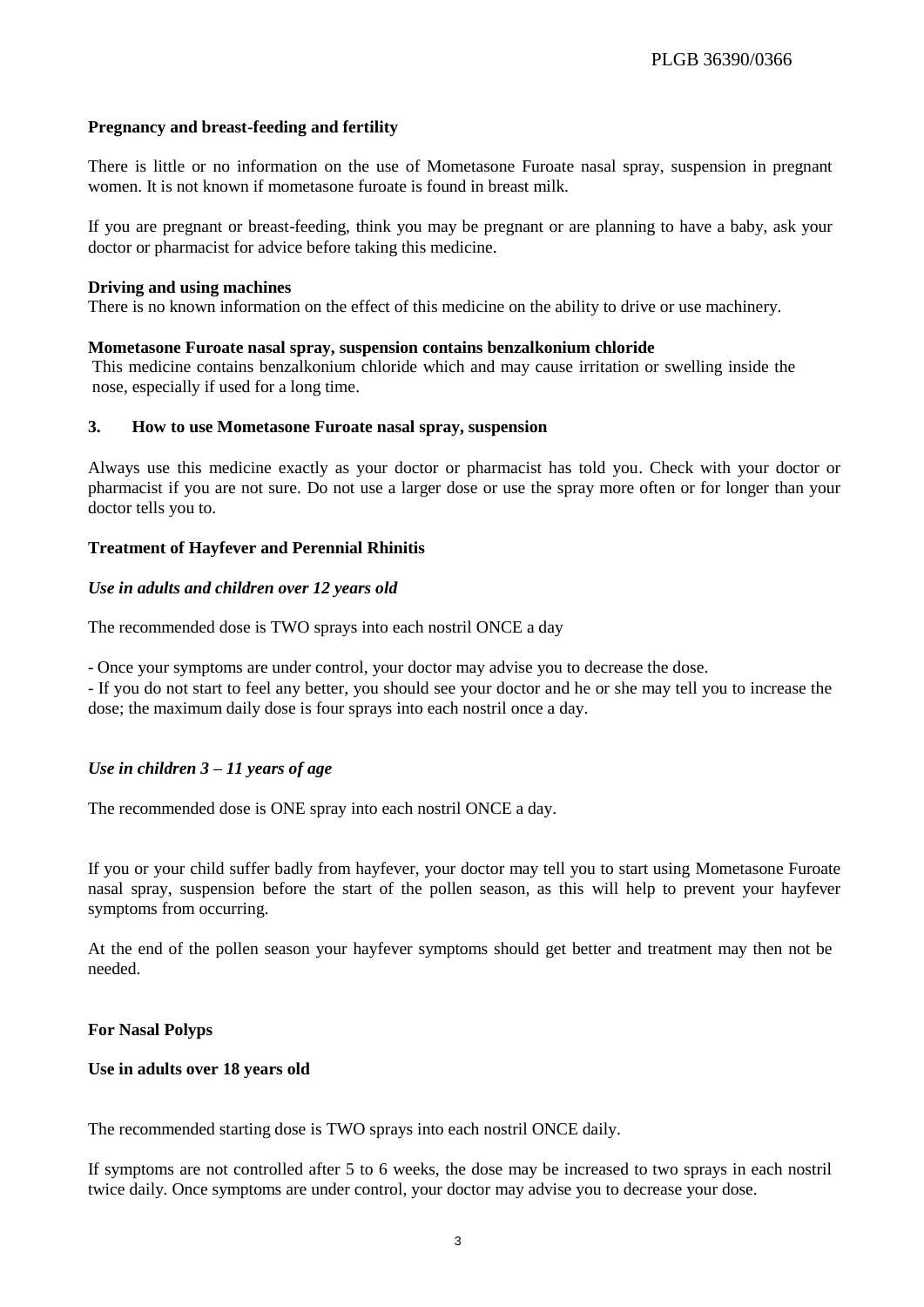**Pregnancy and breast-feeding and fertility**

There is little or no information on the use of Mometasone Furoate nasal spray, suspension in pregnant women. It is not known if mometasone furoate is found in breast milk.

If you are pregnant or breast-feeding, think you may be pregnant or are planning to have a baby, ask your doctor or pharmacist for advice before taking this medicine.

**Driving and using machines**

There is no known information on the effect of this medicine on the ability to drive or use machinery.

**Mometasone Furoate nasal spray, suspension contains benzalkonium chloride**

This medicine contains benzalkonium chloride which and may cause irritation or swelling inside the nose, especially if used for a long time.

## 3. How to use Mometasone Furoate nasal spray, suspension

Always use this medicine exactly as your doctor or pharmacist has told you. Check with your doctor or pharmacist if you are not sure. Do not use a larger dose or use the spray more often or for longer than your doctor tells you to.

**Treatment of Hayfever and Perennial Rhinitis**

***Use in adults and children over 12 years old***

The recommended dose is TWO sprays into each nostril ONCE a day

- Once your symptoms are under control, your doctor may advise you to decrease the dose.
- If you do not start to feel any better, you should see your doctor and he or she may tell you to increase the dose; the maximum daily dose is four sprays into each nostril once a day.

***Use in children 3 – 11 years of age***

The recommended dose is ONE spray into each nostril ONCE a day.

If you or your child suffer badly from hayfever, your doctor may tell you to start using Mometasone Furoate nasal spray, suspension before the start of the pollen season, as this will help to prevent your hayfever symptoms from occurring.

At the end of the pollen season your hayfever symptoms should get better and treatment may then not be needed.

**For Nasal Polyps**

**Use in adults over 18 years old**

The recommended starting dose is TWO sprays into each nostril ONCE daily.

If symptoms are not controlled after 5 to 6 weeks, the dose may be increased to two sprays in each nostril twice daily. Once symptoms are under control, your doctor may advise you to decrease your dose.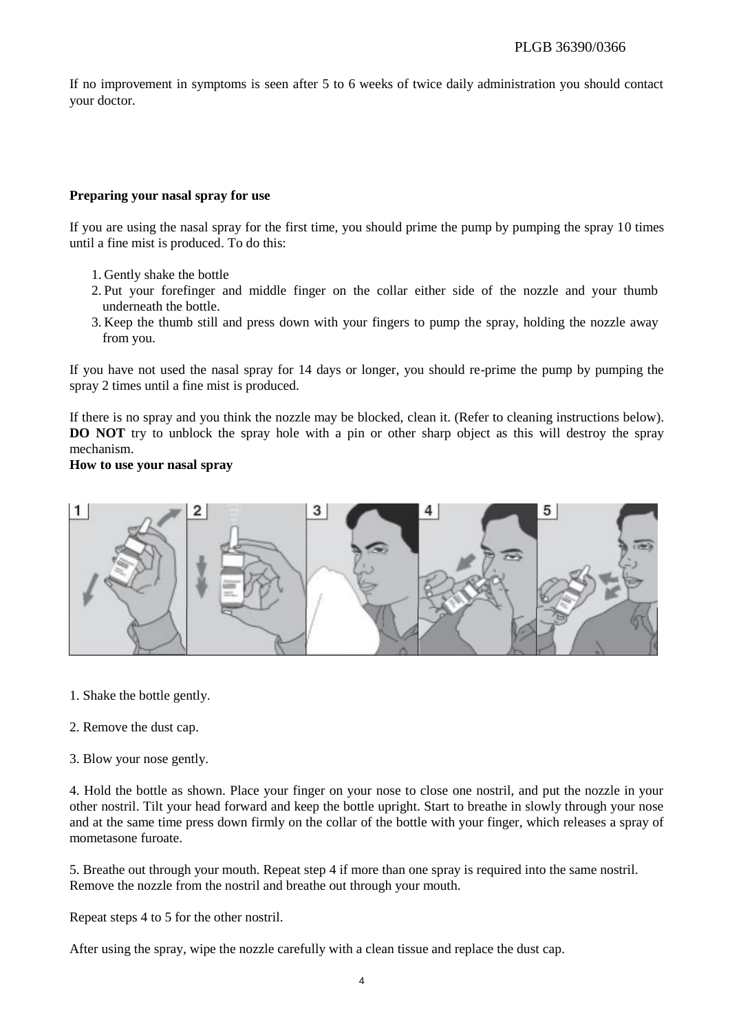If no improvement in symptoms is seen after 5 to 6 weeks of twice daily administration you should contact your doctor.

**Preparing your nasal spray for use**

If you are using the nasal spray for the first time, you should prime the pump by pumping the spray 10 times until a fine mist is produced. To do this:

1. Gently shake the bottle
2. Put your forefinger and middle finger on the collar either side of the nozzle and your thumb underneath the bottle.
3. Keep the thumb still and press down with your fingers to pump the spray, holding the nozzle away from you.

If you have not used the nasal spray for 14 days or longer, you should re-prime the pump by pumping the spray 2 times until a fine mist is produced.

If there is no spray and you think the nozzle may be blocked, clean it. (Refer to cleaning instructions below). **DO NOT** try to unblock the spray hole with a pin or other sharp object as this will destroy the spray mechanism.

**How to use your nasal spray**

1. Shake the bottle gently.

2. Remove the dust cap.

3. Blow your nose gently.

4. Hold the bottle as shown. Place your finger on your nose to close one nostril, and put the nozzle in your other nostril. Tilt your head forward and keep the bottle upright. Start to breathe in slowly through your nose and at the same time press down firmly on the collar of the bottle with your finger, which releases a spray of mometasone furoate.

5. Breathe out through your mouth. Repeat step 4 if more than one spray is required into the same nostril. Remove the nozzle from the nostril and breathe out through your mouth.

Repeat steps 4 to 5 for the other nostril.

After using the spray, wipe the nozzle carefully with a clean tissue and replace the dust cap.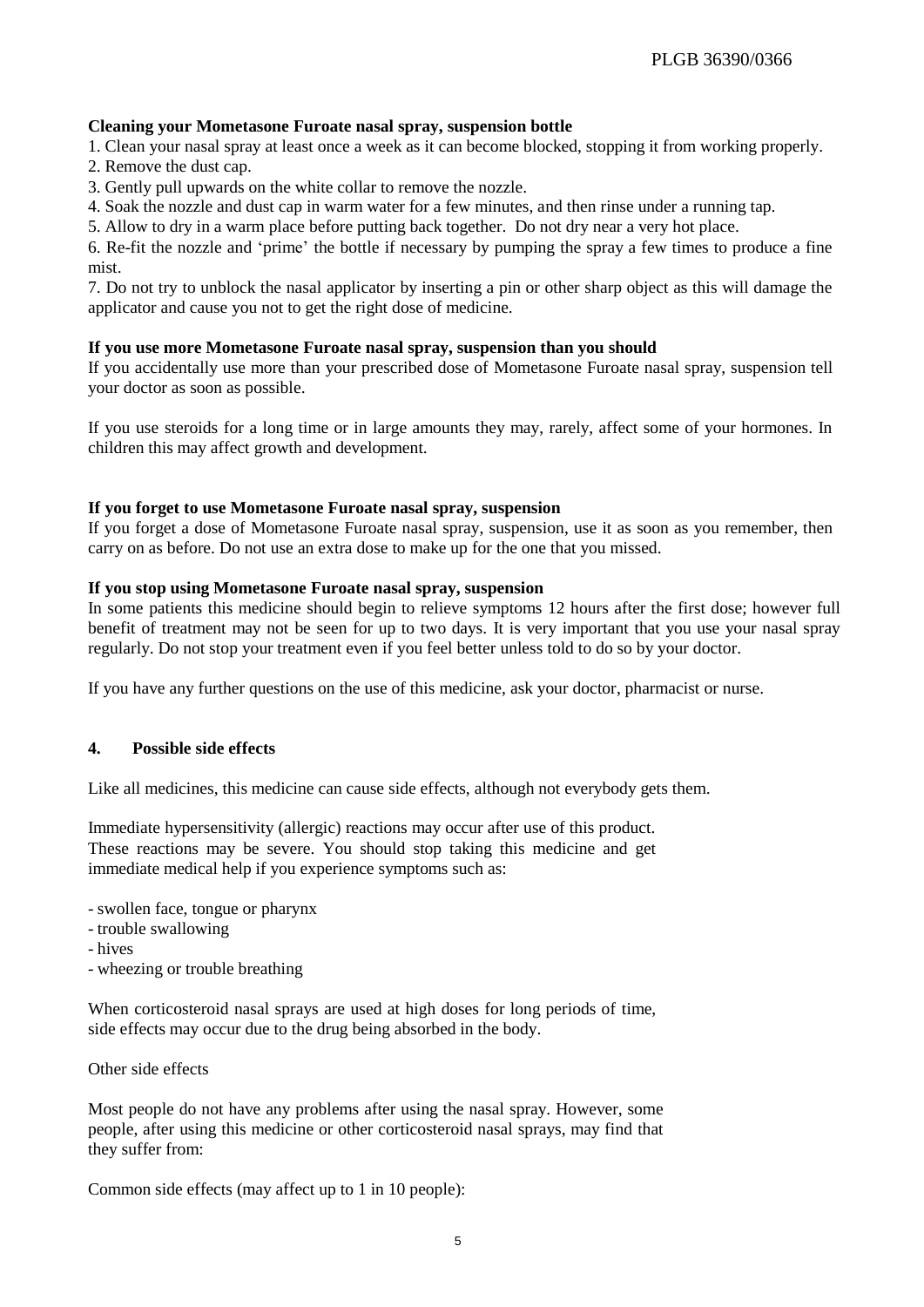**Cleaning your Mometasone Furoate nasal spray, suspension bottle**

1. Clean your nasal spray at least once a week as it can become blocked, stopping it from working properly.
2. Remove the dust cap.
3. Gently pull upwards on the white collar to remove the nozzle.
4. Soak the nozzle and dust cap in warm water for a few minutes, and then rinse under a running tap.
5. Allow to dry in a warm place before putting back together. Do not dry near a very hot place.
6. Re-fit the nozzle and 'prime' the bottle if necessary by pumping the spray a few times to produce a fine mist.
7. Do not try to unblock the nasal applicator by inserting a pin or other sharp object as this will damage the applicator and cause you not to get the right dose of medicine.

**If you use more Mometasone Furoate nasal spray, suspension than you should**

If you accidentally use more than your prescribed dose of Mometasone Furoate nasal spray, suspension tell your doctor as soon as possible.

If you use steroids for a long time or in large amounts they may, rarely, affect some of your hormones. In children this may affect growth and development.

**If you forget to use Mometasone Furoate nasal spray, suspension**

If you forget a dose of Mometasone Furoate nasal spray, suspension, use it as soon as you remember, then carry on as before. Do not use an extra dose to make up for the one that you missed.

**If you stop using Mometasone Furoate nasal spray, suspension**

In some patients this medicine should begin to relieve symptoms 12 hours after the first dose; however full benefit of treatment may not be seen for up to two days. It is very important that you use your nasal spray regularly. Do not stop your treatment even if you feel better unless told to do so by your doctor.

If you have any further questions on the use of this medicine, ask your doctor, pharmacist or nurse.

## 4. Possible side effects

Like all medicines, this medicine can cause side effects, although not everybody gets them.

Immediate hypersensitivity (allergic) reactions may occur after use of this product. These reactions may be severe. You should stop taking this medicine and get immediate medical help if you experience symptoms such as:

- swollen face, tongue or pharynx
- trouble swallowing
- hives
- wheezing or trouble breathing

When corticosteroid nasal sprays are used at high doses for long periods of time, side effects may occur due to the drug being absorbed in the body.

Other side effects

Most people do not have any problems after using the nasal spray. However, some people, after using this medicine or other corticosteroid nasal sprays, may find that they suffer from:

Common side effects (may affect up to 1 in 10 people):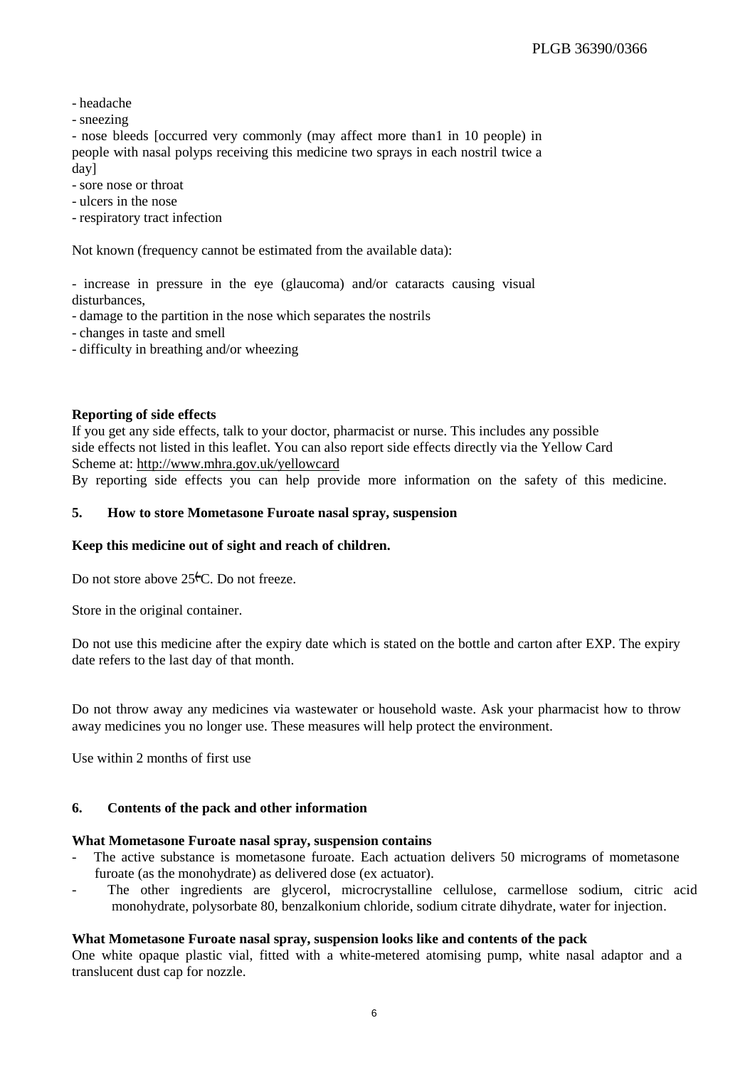- headache
- sneezing
- nose bleeds [occurred very commonly (may affect more than1 in 10 people) in people with nasal polyps receiving this medicine two sprays in each nostril twice a day]
- sore nose or throat
- ulcers in the nose
- respiratory tract infection

Not known (frequency cannot be estimated from the available data):

- increase in pressure in the eye (glaucoma) and/or cataracts causing visual disturbances,
- damage to the partition in the nose which separates the nostrils
- changes in taste and smell
- difficulty in breathing and/or wheezing

**Reporting of side effects**

If you get any side effects, talk to your doctor, pharmacist or nurse. This includes any possible side effects not listed in this leaflet. You can also report side effects directly via the Yellow Card Scheme at: http://www.mhra.gov.uk/yellowcard

By reporting side effects you can help provide more information on the safety of this medicine.

## 5. How to store Mometasone Furoate nasal spray, suspension

**Keep this medicine out of sight and reach of children.**

Do not store above 25°C. Do not freeze.

Store in the original container.

Do not use this medicine after the expiry date which is stated on the bottle and carton after EXP. The expiry date refers to the last day of that month.

Do not throw away any medicines via wastewater or household waste. Ask your pharmacist how to throw away medicines you no longer use. These measures will help protect the environment.

Use within 2 months of first use

## 6. Contents of the pack and other information

**What Mometasone Furoate nasal spray, suspension contains**

- The active substance is mometasone furoate. Each actuation delivers 50 micrograms of mometasone furoate (as the monohydrate) as delivered dose (ex actuator).
- The other ingredients are glycerol, microcrystalline cellulose, carmellose sodium, citric acid monohydrate, polysorbate 80, benzalkonium chloride, sodium citrate dihydrate, water for injection.

**What Mometasone Furoate nasal spray, suspension looks like and contents of the pack**

One white opaque plastic vial, fitted with a white-metered atomising pump, white nasal adaptor and a translucent dust cap for nozzle.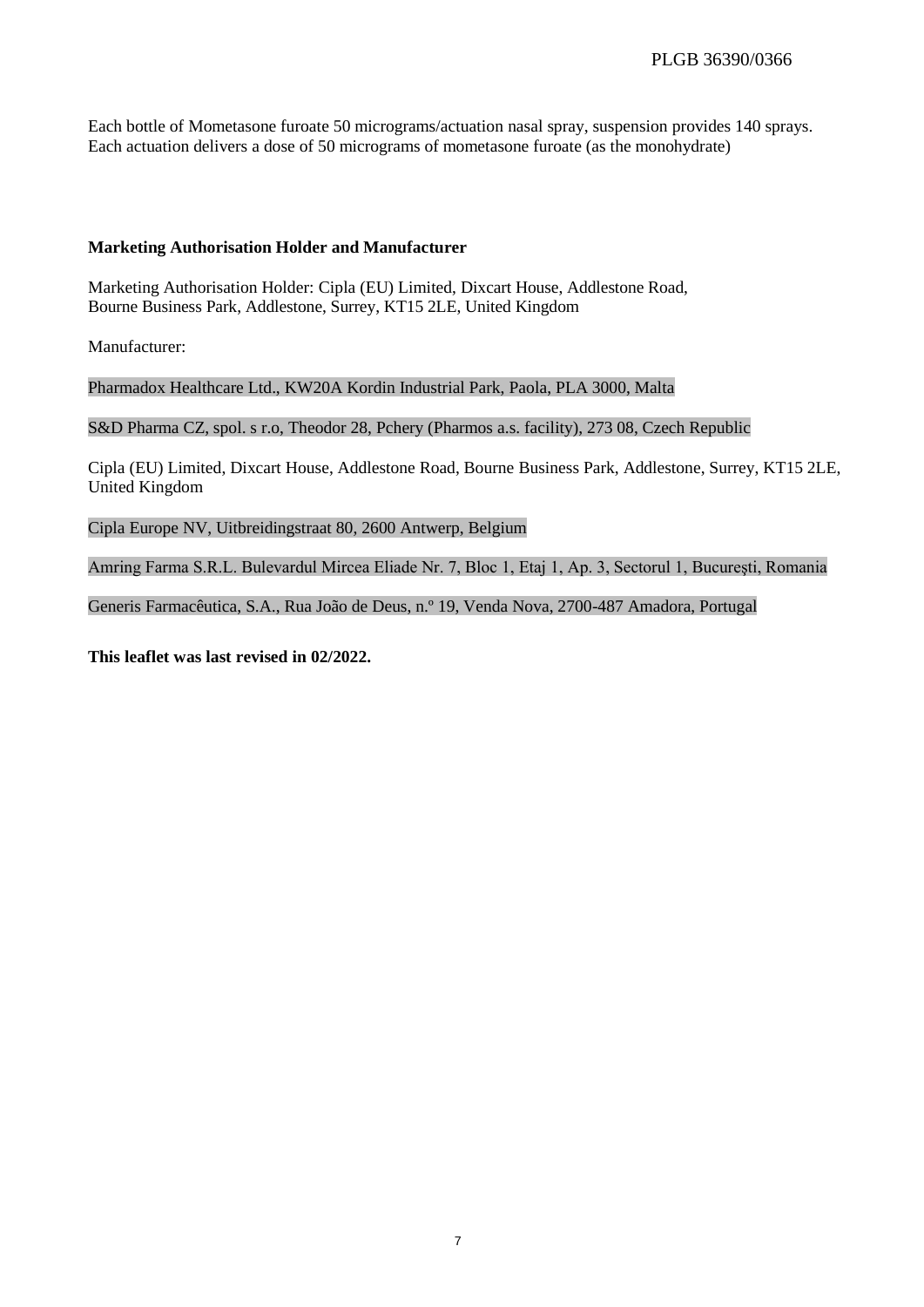Each bottle of Mometasone furoate 50 micrograms/actuation nasal spray, suspension provides 140 sprays. Each actuation delivers a dose of 50 micrograms of mometasone furoate (as the monohydrate)

**Marketing Authorisation Holder and Manufacturer**

Marketing Authorisation Holder: Cipla (EU) Limited, Dixcart House, Addlestone Road, Bourne Business Park, Addlestone, Surrey, KT15 2LE, United Kingdom

Manufacturer:

Pharmadox Healthcare Ltd., KW20A Kordin Industrial Park, Paola, PLA 3000, Malta

S&D Pharma CZ, spol. s r.o, Theodor 28, Pchery (Pharmos a.s. facility), 273 08, Czech Republic

Cipla (EU) Limited, Dixcart House, Addlestone Road, Bourne Business Park, Addlestone, Surrey, KT15 2LE, United Kingdom

Cipla Europe NV, Uitbreidingstraat 80, 2600 Antwerp, Belgium

Amring Farma S.R.L. Bulevardul Mircea Eliade Nr. 7, Bloc 1, Etaj 1, Ap. 3, Sectorul 1, București, Romania

Generis Farmacêutica, S.A., Rua João de Deus, n.º 19, Venda Nova, 2700-487 Amadora, Portugal

**This leaflet was last revised in 02/2022.**